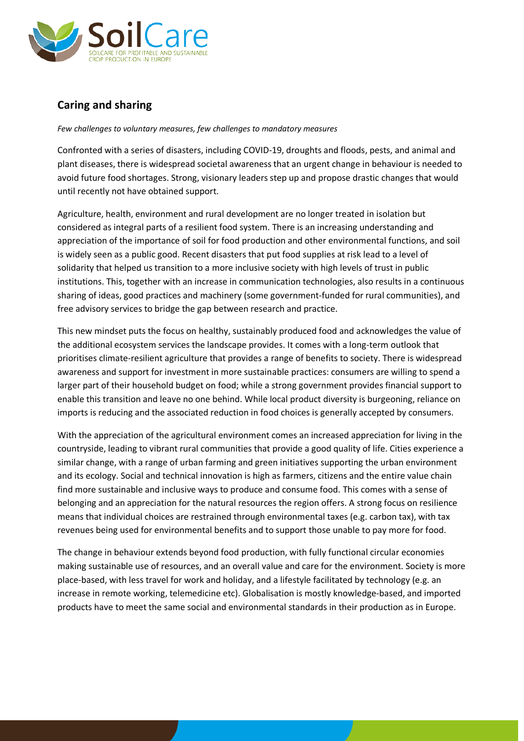## Caring and sharing

*Few challenges to voluntary measures, few challenges to mandatory measures*

Confronted with a series of disasters, including COVID-19, droughts and floods, pests, and animal and plant diseases, there is widespread societal awareness that an urgent change in behaviour is needed to avoid future food shortages. Strong, visionary leaders step up and propose drastic changes that would until recently not have obtained support.

Agriculture, health, environment and rural development are no longer treated in isolation but considered as integral parts of a resilient food system. There is an increasing understanding and appreciation of the importance of soil for food production and other environmental functions, and soil is widely seen as a public good. Recent disasters that put food supplies at risk lead to a level of solidarity that helped us transition to a more inclusive society with high levels of trust in public institutions. This, together with an increase in communication technologies, also results in a continuous sharing of ideas, good practices and machinery (some government-funded for rural communities), and free advisory services to bridge the gap between research and practice.

This new mindset puts the focus on healthy, sustainably produced food and acknowledges the value of the additional ecosystem services the landscape provides. It comes with a long-term outlook that prioritises climate-resilient agriculture that provides a range of benefits to society. There is widespread awareness and support for investment in more sustainable practices: consumers are willing to spend a larger part of their household budget on food; while a strong government provides financial support to enable this transition and leave no one behind. While local product diversity is burgeoning, reliance on imports is reducing and the associated reduction in food choices is generally accepted by consumers.

With the appreciation of the agricultural environment comes an increased appreciation for living in the countryside, leading to vibrant rural communities that provide a good quality of life. Cities experience a similar change, with a range of urban farming and green initiatives supporting the urban environment and its ecology. Social and technical innovation is high as farmers, citizens and the entire value chain find more sustainable and inclusive ways to produce and consume food. This comes with a sense of belonging and an appreciation for the natural resources the region offers. A strong focus on resilience means that individual choices are restrained through environmental taxes (e.g. carbon tax), with tax revenues being used for environmental benefits and to support those unable to pay more for food.

The change in behaviour extends beyond food production, with fully functional circular economies making sustainable use of resources, and an overall value and care for the environment. Society is more place-based, with less travel for work and holiday, and a lifestyle facilitated by technology (e.g. an increase in remote working, telemedicine etc). Globalisation is mostly knowledge-based, and imported products have to meet the same social and environmental standards in their production as in Europe.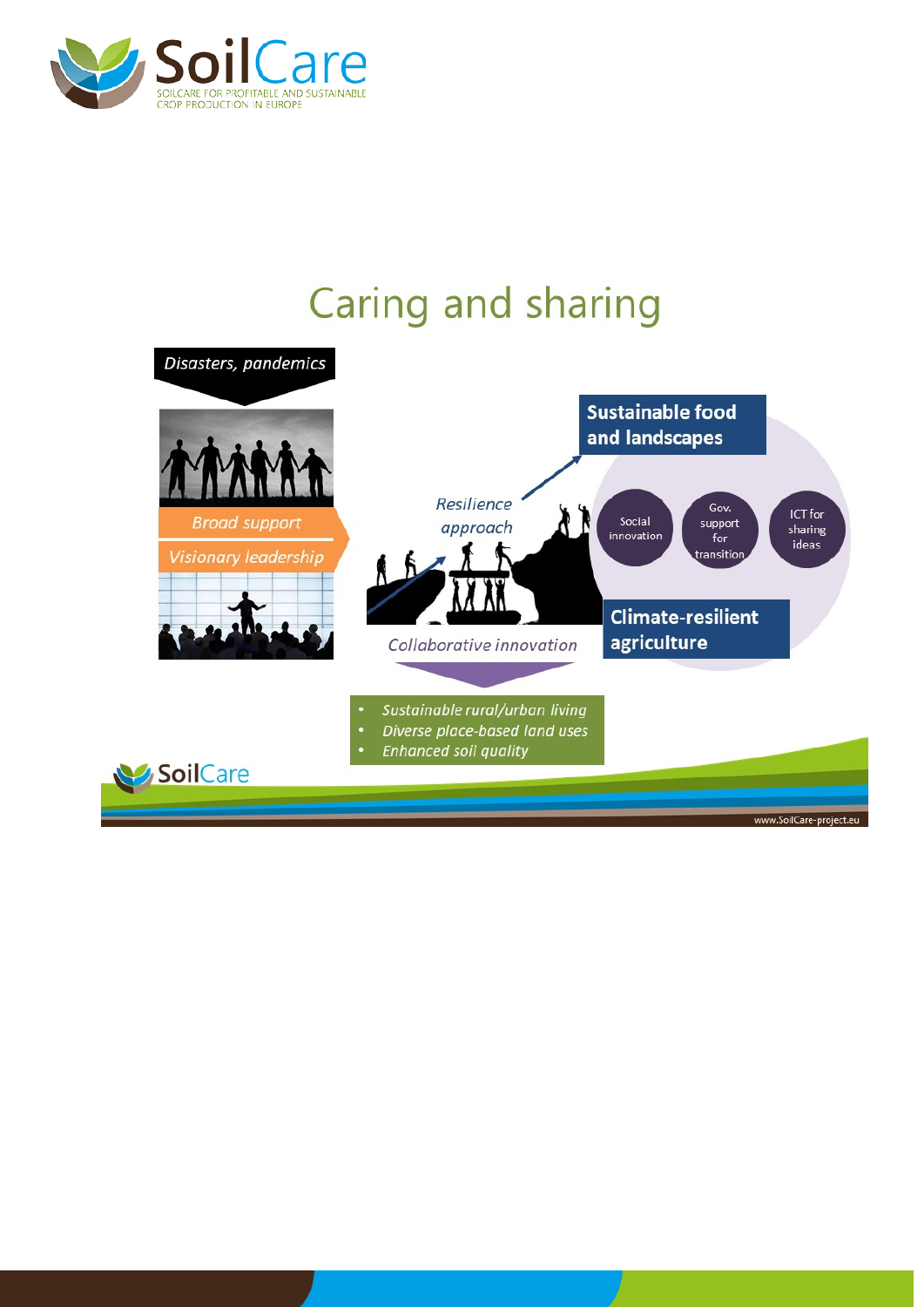# Caring and sharing

Disasters, pandemics

Broad support

Visionary leadership

Resilience approach

Collaborative innovation

Sustainable food and landscapes

Social innovation

Gov. support for transition

ICT for sharing ideas

Climate-resilient agriculture

- *Sustainable rural/urban living*
- *Diverse place-based land uses*
- *Enhanced soil quality*

www.SoilCare-project.eu